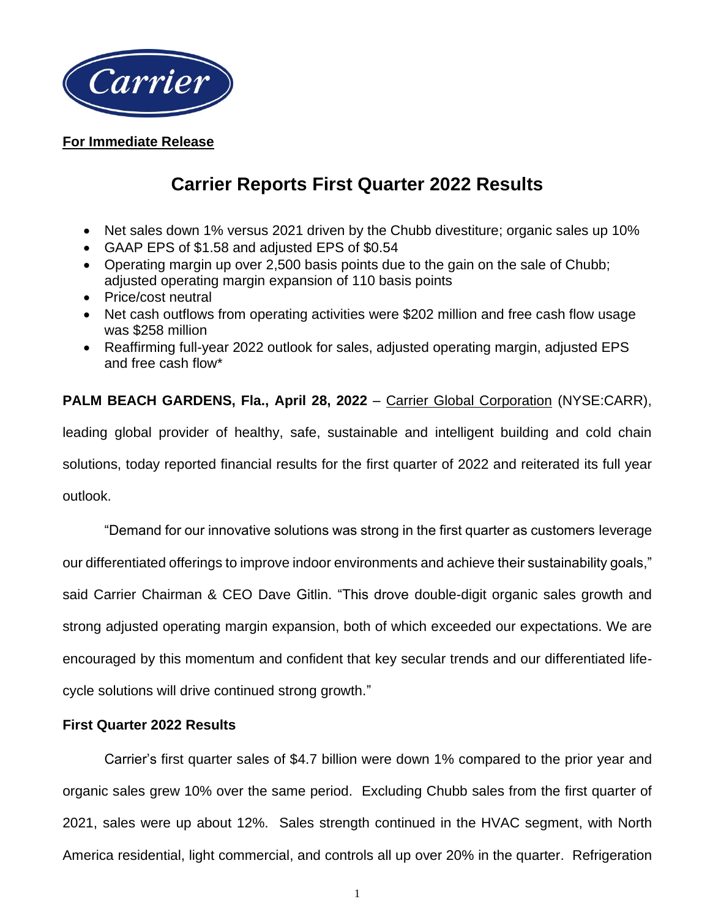Carrier

**For Immediate Release**

# Carrier Reports First Quarter 2022 Results

- Net sales down 1% versus 2021 driven by the Chubb divestiture; organic sales up 10%
- GAAP EPS of $1.58 and adjusted EPS of $0.54
- Operating margin up over 2,500 basis points due to the gain on the sale of Chubb; adjusted operating margin expansion of 110 basis points
- Price/cost neutral
- Net cash outflows from operating activities were $202 million and free cash flow usage was $258 million
- Reaffirming full-year 2022 outlook for sales, adjusted operating margin, adjusted EPS and free cash flow*

**PALM BEACH GARDENS, Fla., April 28, 2022** – Carrier Global Corporation (NYSE:CARR), leading global provider of healthy, safe, sustainable and intelligent building and cold chain solutions, today reported financial results for the first quarter of 2022 and reiterated its full year outlook.

"Demand for our innovative solutions was strong in the first quarter as customers leverage our differentiated offerings to improve indoor environments and achieve their sustainability goals," said Carrier Chairman & CEO Dave Gitlin. "This drove double-digit organic sales growth and strong adjusted operating margin expansion, both of which exceeded our expectations. We are encouraged by this momentum and confident that key secular trends and our differentiated life-cycle solutions will drive continued strong growth."

**First Quarter 2022 Results**

Carrier's first quarter sales of $4.7 billion were down 1% compared to the prior year and organic sales grew 10% over the same period. Excluding Chubb sales from the first quarter of 2021, sales were up about 12%. Sales strength continued in the HVAC segment, with North America residential, light commercial, and controls all up over 20% in the quarter. Refrigeration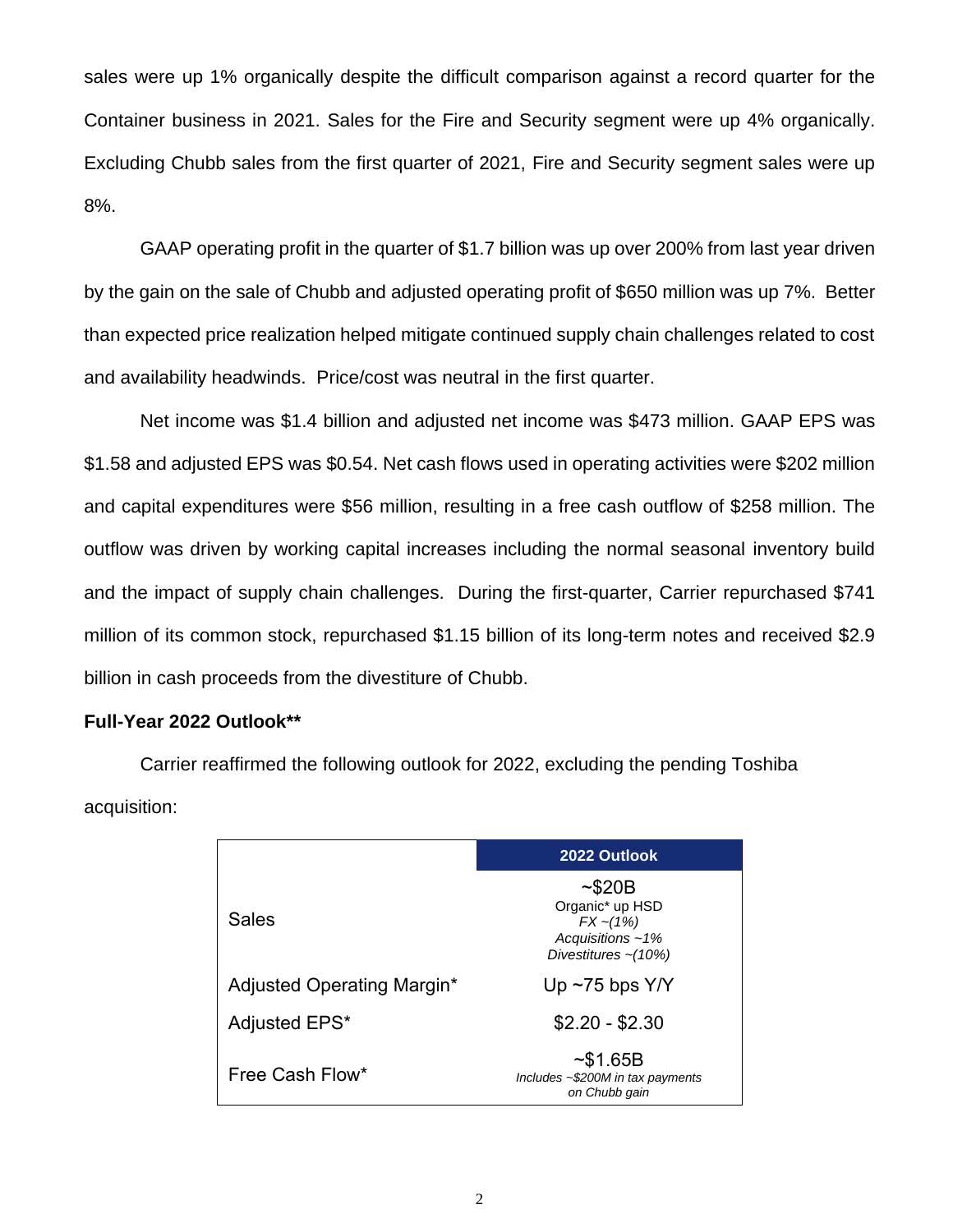sales were up 1% organically despite the difficult comparison against a record quarter for the Container business in 2021. Sales for the Fire and Security segment were up 4% organically. Excluding Chubb sales from the first quarter of 2021, Fire and Security segment sales were up 8%.

GAAP operating profit in the quarter of $1.7 billion was up over 200% from last year driven by the gain on the sale of Chubb and adjusted operating profit of $650 million was up 7%. Better than expected price realization helped mitigate continued supply chain challenges related to cost and availability headwinds. Price/cost was neutral in the first quarter.

Net income was $1.4 billion and adjusted net income was $473 million. GAAP EPS was $1.58 and adjusted EPS was $0.54. Net cash flows used in operating activities were $202 million and capital expenditures were $56 million, resulting in a free cash outflow of $258 million. The outflow was driven by working capital increases including the normal seasonal inventory build and the impact of supply chain challenges. During the first-quarter, Carrier repurchased $741 million of its common stock, repurchased $1.15 billion of its long-term notes and received $2.9 billion in cash proceeds from the divestiture of Chubb.

**Full-Year 2022 Outlook****

Carrier reaffirmed the following outlook for 2022, excluding the pending Toshiba acquisition:

| | 2022 Outlook |
|---|---|
| Sales | ~$20B<br>Organic* up HSD<br>*FX ~(1%)*<br>*Acquisitions ~1%*<br>*Divestitures ~(10%)* |
| Adjusted Operating Margin* | Up ~75 bps Y/Y |
| Adjusted EPS* | $2.20 - $2.30 |
| Free Cash Flow* | ~$1.65B<br>*Includes ~$200M in tax payments on Chubb gain* |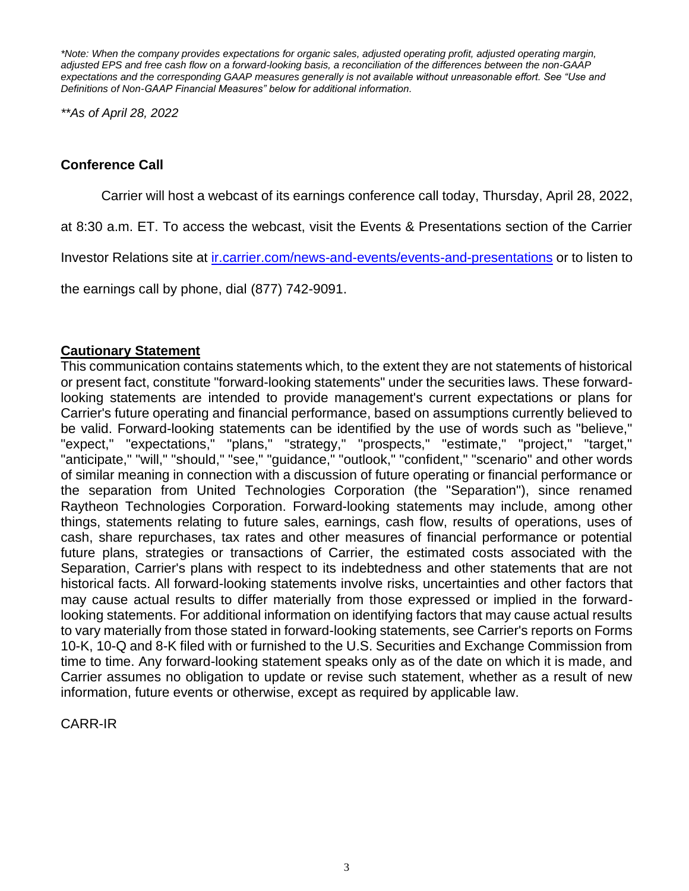*\*Note: When the company provides expectations for organic sales, adjusted operating profit, adjusted operating margin, adjusted EPS and free cash flow on a forward-looking basis, a reconciliation of the differences between the non-GAAP expectations and the corresponding GAAP measures generally is not available without unreasonable effort. See "Use and Definitions of Non-GAAP Financial Measures" below for additional information.*

*\*\*As of April 28, 2022*

## Conference Call

Carrier will host a webcast of its earnings conference call today, Thursday, April 28, 2022, at 8:30 a.m. ET. To access the webcast, visit the Events & Presentations section of the Carrier Investor Relations site at [ir.carrier.com/news-and-events/events-and-presentations](ir.carrier.com/news-and-events/events-and-presentations) or to listen to the earnings call by phone, dial (877) 742-9091.

## Cautionary Statement

This communication contains statements which, to the extent they are not statements of historical or present fact, constitute "forward-looking statements" under the securities laws. These forward-looking statements are intended to provide management's current expectations or plans for Carrier's future operating and financial performance, based on assumptions currently believed to be valid. Forward-looking statements can be identified by the use of words such as "believe," "expect," "expectations," "plans," "strategy," "prospects," "estimate," "project," "target," "anticipate," "will," "should," "see," "guidance," "outlook," "confident," "scenario" and other words of similar meaning in connection with a discussion of future operating or financial performance or the separation from United Technologies Corporation (the "Separation"), since renamed Raytheon Technologies Corporation. Forward-looking statements may include, among other things, statements relating to future sales, earnings, cash flow, results of operations, uses of cash, share repurchases, tax rates and other measures of financial performance or potential future plans, strategies or transactions of Carrier, the estimated costs associated with the Separation, Carrier's plans with respect to its indebtedness and other statements that are not historical facts. All forward-looking statements involve risks, uncertainties and other factors that may cause actual results to differ materially from those expressed or implied in the forward-looking statements. For additional information on identifying factors that may cause actual results to vary materially from those stated in forward-looking statements, see Carrier's reports on Forms 10-K, 10-Q and 8-K filed with or furnished to the U.S. Securities and Exchange Commission from time to time. Any forward-looking statement speaks only as of the date on which it is made, and Carrier assumes no obligation to update or revise such statement, whether as a result of new information, future events or otherwise, except as required by applicable law.

CARR-IR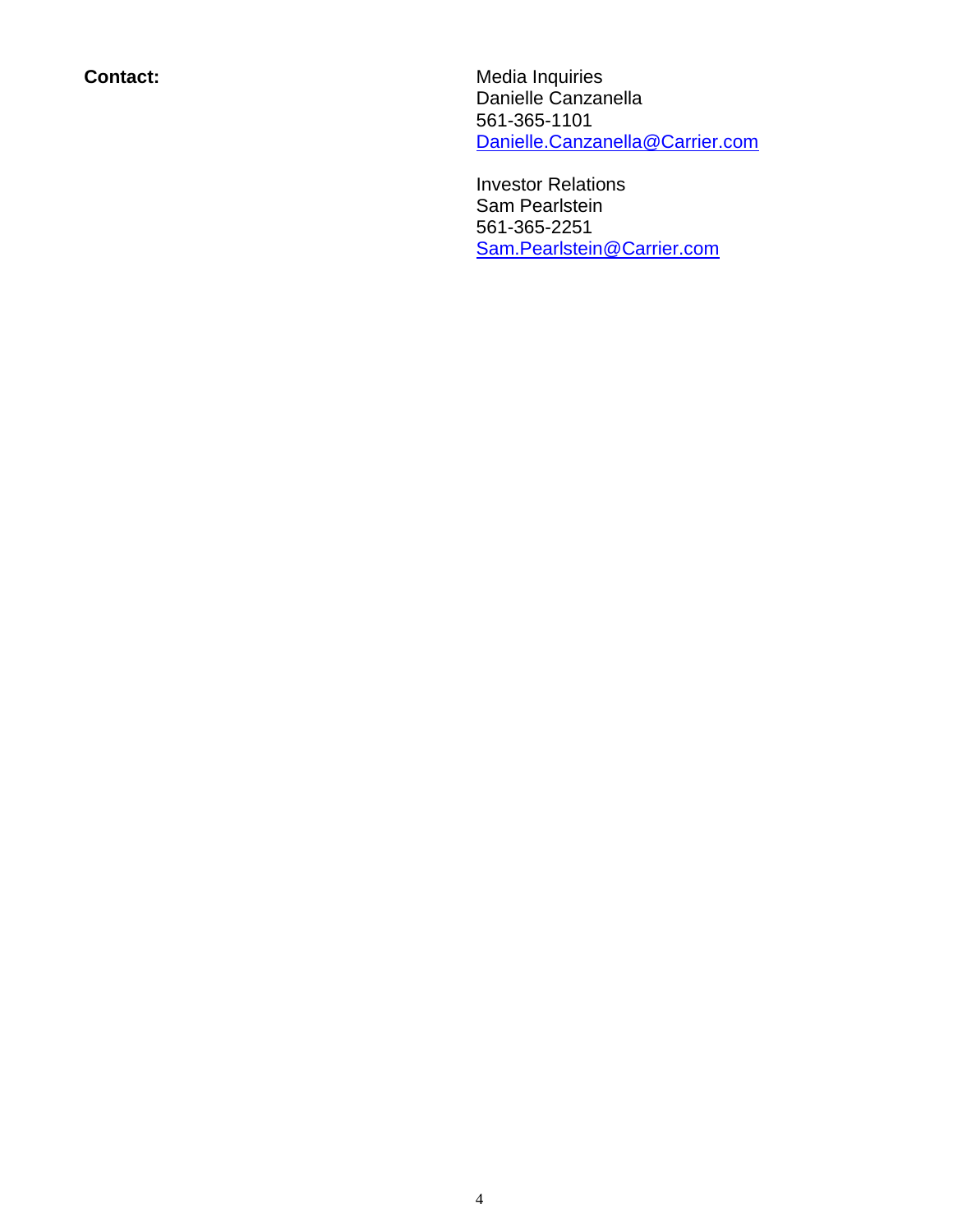**Contact:**

Media Inquiries
Danielle Canzanella
561-365-1101
Danielle.Canzanella@Carrier.com

Investor Relations
Sam Pearlstein
561-365-2251
Sam.Pearlstein@Carrier.com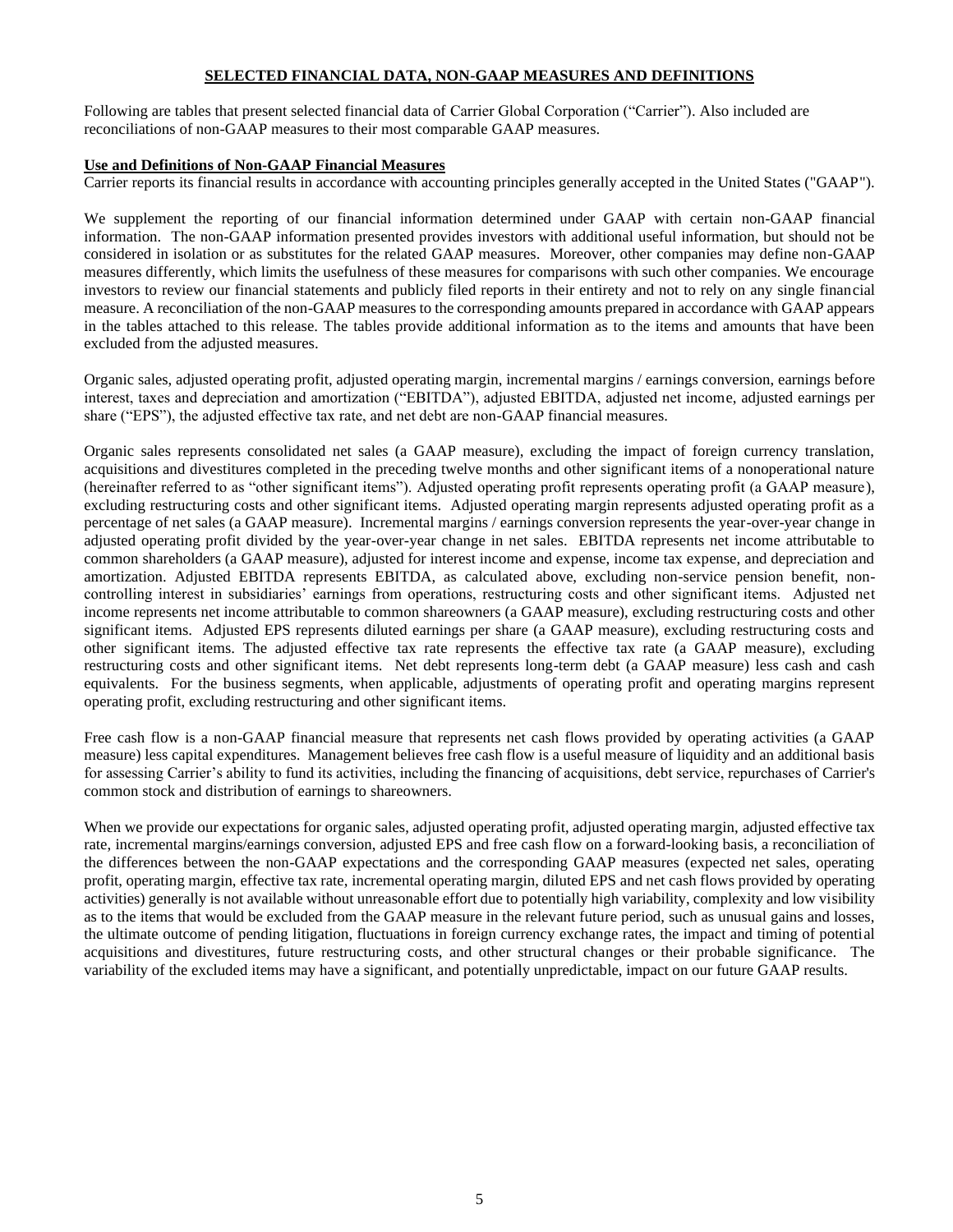## SELECTED FINANCIAL DATA, NON-GAAP MEASURES AND DEFINITIONS

Following are tables that present selected financial data of Carrier Global Corporation ("Carrier"). Also included are reconciliations of non-GAAP measures to their most comparable GAAP measures.

**Use and Definitions of Non-GAAP Financial Measures**

Carrier reports its financial results in accordance with accounting principles generally accepted in the United States ("GAAP").

We supplement the reporting of our financial information determined under GAAP with certain non-GAAP financial information. The non-GAAP information presented provides investors with additional useful information, but should not be considered in isolation or as substitutes for the related GAAP measures. Moreover, other companies may define non-GAAP measures differently, which limits the usefulness of these measures for comparisons with such other companies. We encourage investors to review our financial statements and publicly filed reports in their entirety and not to rely on any single financial measure. A reconciliation of the non-GAAP measures to the corresponding amounts prepared in accordance with GAAP appears in the tables attached to this release. The tables provide additional information as to the items and amounts that have been excluded from the adjusted measures.

Organic sales, adjusted operating profit, adjusted operating margin, incremental margins / earnings conversion, earnings before interest, taxes and depreciation and amortization ("EBITDA"), adjusted EBITDA, adjusted net income, adjusted earnings per share ("EPS"), the adjusted effective tax rate, and net debt are non-GAAP financial measures.

Organic sales represents consolidated net sales (a GAAP measure), excluding the impact of foreign currency translation, acquisitions and divestitures completed in the preceding twelve months and other significant items of a nonoperational nature (hereinafter referred to as "other significant items"). Adjusted operating profit represents operating profit (a GAAP measure), excluding restructuring costs and other significant items. Adjusted operating margin represents adjusted operating profit as a percentage of net sales (a GAAP measure). Incremental margins / earnings conversion represents the year-over-year change in adjusted operating profit divided by the year-over-year change in net sales. EBITDA represents net income attributable to common shareholders (a GAAP measure), adjusted for interest income and expense, income tax expense, and depreciation and amortization. Adjusted EBITDA represents EBITDA, as calculated above, excluding non-service pension benefit, non-controlling interest in subsidiaries' earnings from operations, restructuring costs and other significant items. Adjusted net income represents net income attributable to common shareowners (a GAAP measure), excluding restructuring costs and other significant items. Adjusted EPS represents diluted earnings per share (a GAAP measure), excluding restructuring costs and other significant items. The adjusted effective tax rate represents the effective tax rate (a GAAP measure), excluding restructuring costs and other significant items. Net debt represents long-term debt (a GAAP measure) less cash and cash equivalents. For the business segments, when applicable, adjustments of operating profit and operating margins represent operating profit, excluding restructuring and other significant items.

Free cash flow is a non-GAAP financial measure that represents net cash flows provided by operating activities (a GAAP measure) less capital expenditures. Management believes free cash flow is a useful measure of liquidity and an additional basis for assessing Carrier's ability to fund its activities, including the financing of acquisitions, debt service, repurchases of Carrier's common stock and distribution of earnings to shareowners.

When we provide our expectations for organic sales, adjusted operating profit, adjusted operating margin, adjusted effective tax rate, incremental margins/earnings conversion, adjusted EPS and free cash flow on a forward-looking basis, a reconciliation of the differences between the non-GAAP expectations and the corresponding GAAP measures (expected net sales, operating profit, operating margin, effective tax rate, incremental operating margin, diluted EPS and net cash flows provided by operating activities) generally is not available without unreasonable effort due to potentially high variability, complexity and low visibility as to the items that would be excluded from the GAAP measure in the relevant future period, such as unusual gains and losses, the ultimate outcome of pending litigation, fluctuations in foreign currency exchange rates, the impact and timing of potential acquisitions and divestitures, future restructuring costs, and other structural changes or their probable significance. The variability of the excluded items may have a significant, and potentially unpredictable, impact on our future GAAP results.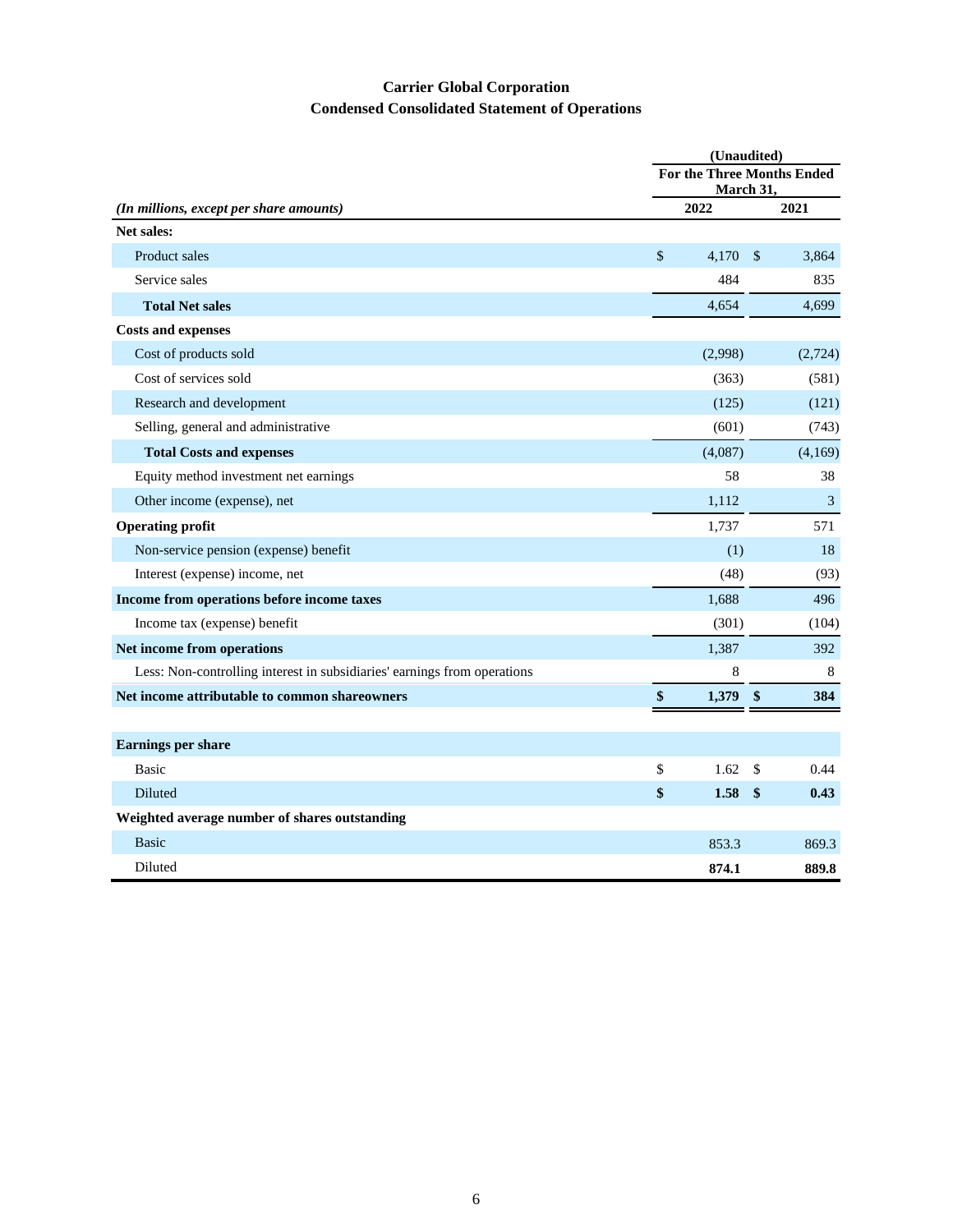# Carrier Global Corporation
## Condensed Consolidated Statement of Operations

| *(In millions, except per share amounts)* | (Unaudited) For the Three Months Ended March 31, 2022 | 2021 |
|---|---|---|
| **Net sales:** | | |
| Product sales | $ 4,170 | $ 3,864 |
| Service sales | 484 | 835 |
| **Total Net sales** | 4,654 | 4,699 |
| **Costs and expenses** | | |
| Cost of products sold | (2,998) | (2,724) |
| Cost of services sold | (363) | (581) |
| Research and development | (125) | (121) |
| Selling, general and administrative | (601) | (743) |
| **Total Costs and expenses** | (4,087) | (4,169) |
| Equity method investment net earnings | 58 | 38 |
| Other income (expense), net | 1,112 | 3 |
| **Operating profit** | 1,737 | 571 |
| Non-service pension (expense) benefit | (1) | 18 |
| Interest (expense) income, net | (48) | (93) |
| **Income from operations before income taxes** | 1,688 | 496 |
| Income tax (expense) benefit | (301) | (104) |
| **Net income from operations** | 1,387 | 392 |
| Less: Non-controlling interest in subsidiaries' earnings from operations | 8 | 8 |
| **Net income attributable to common shareowners** | **$ 1,379** | **$ 384** |
| | | |
| **Earnings per share** | | |
| Basic | $ 1.62 | $ 0.44 |
| Diluted | **$ 1.58** | **$ 0.43** |
| **Weighted average number of shares outstanding** | | |
| Basic | 853.3 | 869.3 |
| Diluted | **874.1** | **889.8** |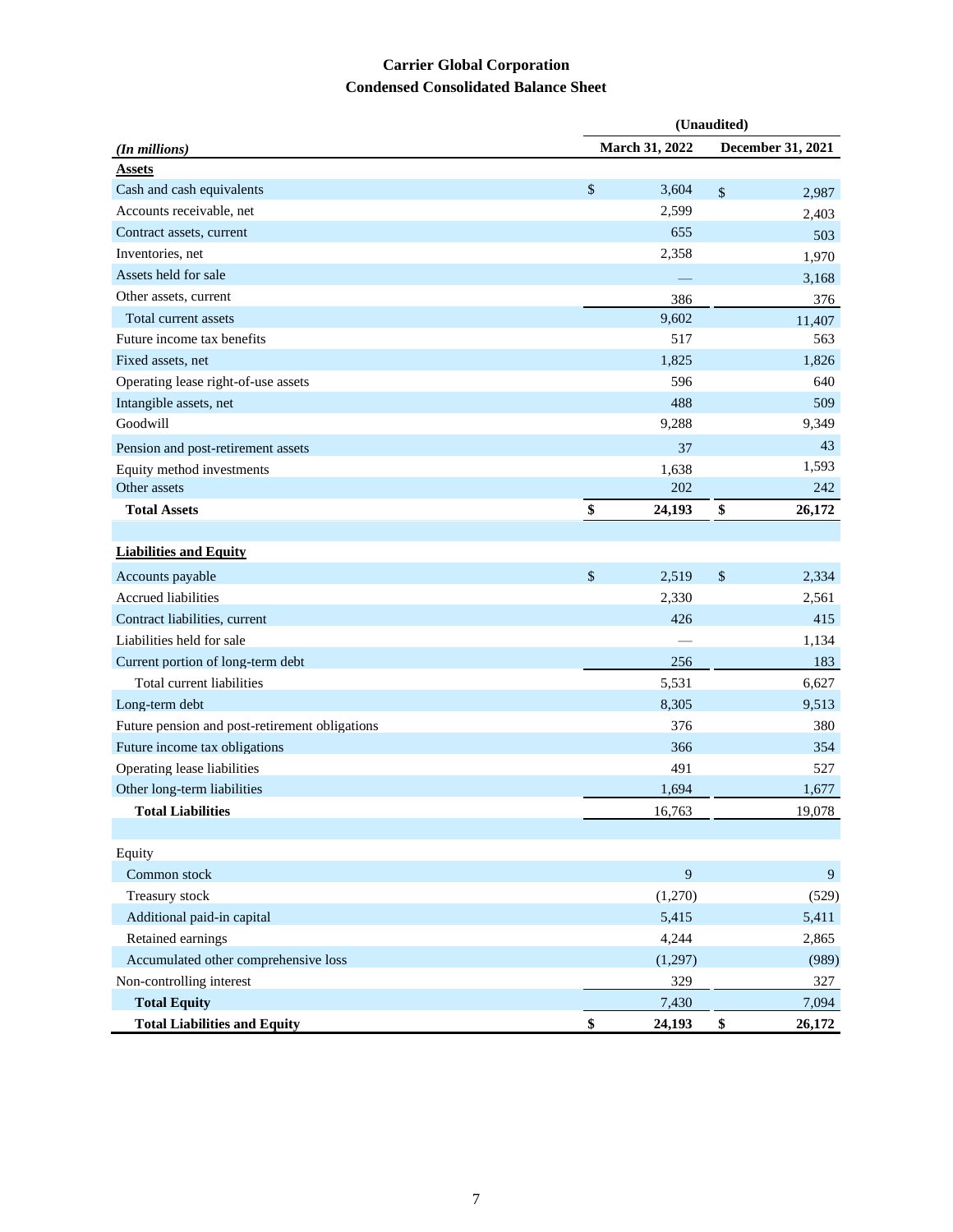# Carrier Global Corporation
## Condensed Consolidated Balance Sheet

| *(In millions)* | (Unaudited) March 31, 2022 | December 31, 2021 |
|---|---|---|
| **Assets** | | |
| Cash and cash equivalents | $ 3,604 | $ 2,987 |
| Accounts receivable, net | 2,599 | 2,403 |
| Contract assets, current | 655 | 503 |
| Inventories, net | 2,358 | 1,970 |
| Assets held for sale | — | 3,168 |
| Other assets, current | 386 | 376 |
| Total current assets | 9,602 | 11,407 |
| Future income tax benefits | 517 | 563 |
| Fixed assets, net | 1,825 | 1,826 |
| Operating lease right-of-use assets | 596 | 640 |
| Intangible assets, net | 488 | 509 |
| Goodwill | 9,288 | 9,349 |
| Pension and post-retirement assets | 37 | 43 |
| Equity method investments | 1,638 | 1,593 |
| Other assets | 202 | 242 |
| **Total Assets** | **$ 24,193** | **$ 26,172** |
| | | |
| **Liabilities and Equity** | | |
| Accounts payable | $ 2,519 | $ 2,334 |
| Accrued liabilities | 2,330 | 2,561 |
| Contract liabilities, current | 426 | 415 |
| Liabilities held for sale | — | 1,134 |
| Current portion of long-term debt | 256 | 183 |
| Total current liabilities | 5,531 | 6,627 |
| Long-term debt | 8,305 | 9,513 |
| Future pension and post-retirement obligations | 376 | 380 |
| Future income tax obligations | 366 | 354 |
| Operating lease liabilities | 491 | 527 |
| Other long-term liabilities | 1,694 | 1,677 |
| **Total Liabilities** | 16,763 | 19,078 |
| | | |
| Equity | | |
| Common stock | 9 | 9 |
| Treasury stock | (1,270) | (529) |
| Additional paid-in capital | 5,415 | 5,411 |
| Retained earnings | 4,244 | 2,865 |
| Accumulated other comprehensive loss | (1,297) | (989) |
| Non-controlling interest | 329 | 327 |
| **Total Equity** | 7,430 | 7,094 |
| **Total Liabilities and Equity** | **$ 24,193** | **$ 26,172** |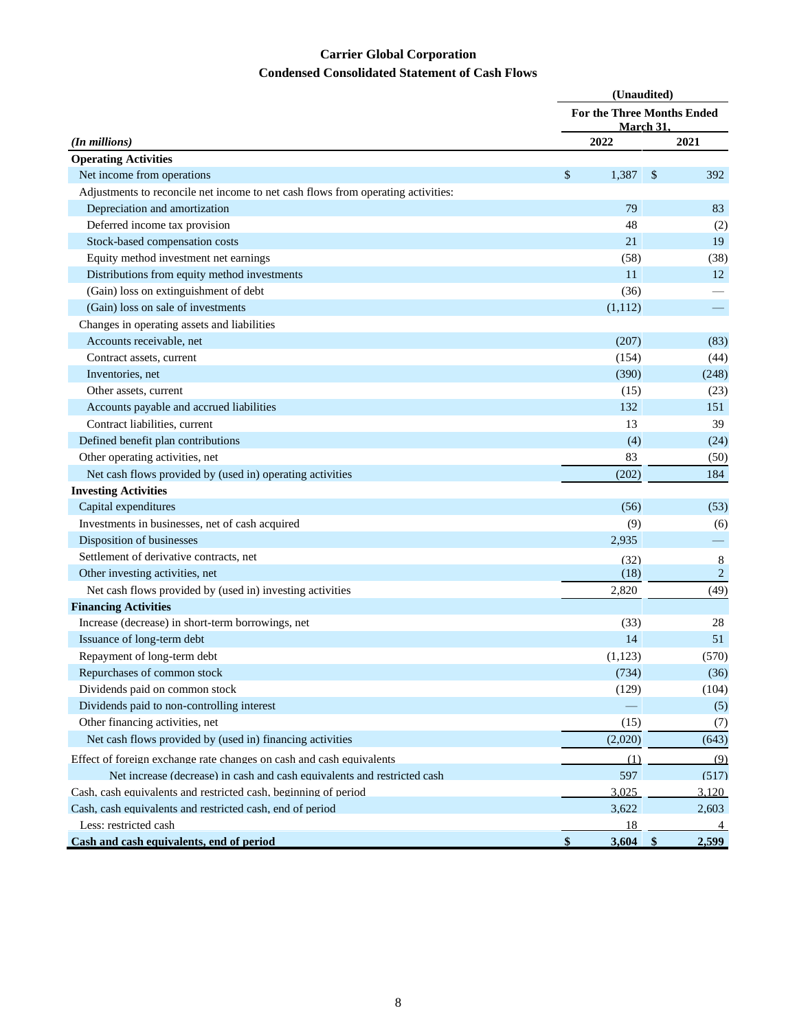# Carrier Global Corporation

## Condensed Consolidated Statement of Cash Flows

| *(In millions)* | (Unaudited) For the Three Months Ended March 31, 2022 | 2021 |
|---|---|---|
| **Operating Activities** | | |
| Net income from operations | $ 1,387 | $ 392 |
| Adjustments to reconcile net income to net cash flows from operating activities: | | |
| Depreciation and amortization | 79 | 83 |
| Deferred income tax provision | 48 | (2) |
| Stock-based compensation costs | 21 | 19 |
| Equity method investment net earnings | (58) | (38) |
| Distributions from equity method investments | 11 | 12 |
| (Gain) loss on extinguishment of debt | (36) | — |
| (Gain) loss on sale of investments | (1,112) | — |
| Changes in operating assets and liabilities | | |
| Accounts receivable, net | (207) | (83) |
| Contract assets, current | (154) | (44) |
| Inventories, net | (390) | (248) |
| Other assets, current | (15) | (23) |
| Accounts payable and accrued liabilities | 132 | 151 |
| Contract liabilities, current | 13 | 39 |
| Defined benefit plan contributions | (4) | (24) |
| Other operating activities, net | 83 | (50) |
| Net cash flows provided by (used in) operating activities | (202) | 184 |
| **Investing Activities** | | |
| Capital expenditures | (56) | (53) |
| Investments in businesses, net of cash acquired | (9) | (6) |
| Disposition of businesses | 2,935 | — |
| Settlement of derivative contracts, net | (32) | 8 |
| Other investing activities, net | (18) | 2 |
| Net cash flows provided by (used in) investing activities | 2,820 | (49) |
| **Financing Activities** | | |
| Increase (decrease) in short-term borrowings, net | (33) | 28 |
| Issuance of long-term debt | 14 | 51 |
| Repayment of long-term debt | (1,123) | (570) |
| Repurchases of common stock | (734) | (36) |
| Dividends paid on common stock | (129) | (104) |
| Dividends paid to non-controlling interest | — | (5) |
| Other financing activities, net | (15) | (7) |
| Net cash flows provided by (used in) financing activities | (2,020) | (643) |
| Effect of foreign exchange rate changes on cash and cash equivalents | (1) | (9) |
| Net increase (decrease) in cash and cash equivalents and restricted cash | 597 | (517) |
| Cash, cash equivalents and restricted cash, beginning of period | 3,025 | 3,120 |
| Cash, cash equivalents and restricted cash, end of period | 3,622 | 2,603 |
| Less: restricted cash | 18 | 4 |
| **Cash and cash equivalents, end of period** | **$ 3,604** | **$ 2,599** |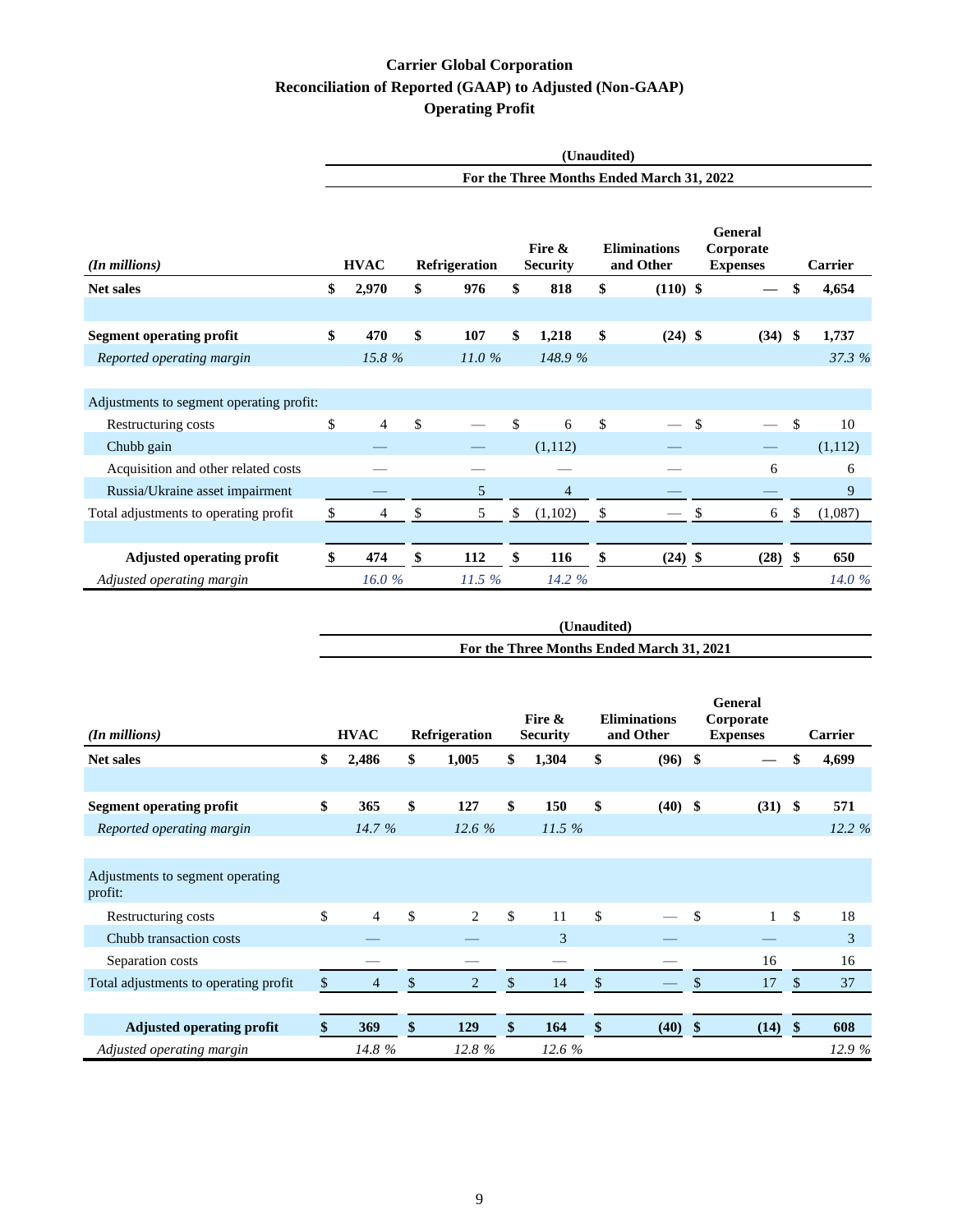# Carrier Global Corporation
## Reconciliation of Reported (GAAP) to Adjusted (Non-GAAP)
## Operating Profit

| | (Unaudited) | | | | | |
|---|---|---|---|---|---|---|
| | For the Three Months Ended March 31, 2022 | | | | | |
| *(In millions)* | **HVAC** | **Refrigeration** | **Fire & Security** | **Eliminations and Other** | **General Corporate Expenses** | **Carrier** |
| **Net sales** | **$ 2,970** | **$ 976** | **$ 818** | **$ (110)** | **$ —** | **$ 4,654** |
| | | | | | | |
| **Segment operating profit** | **$ 470** | **$ 107** | **$ 1,218** | **$ (24)** | **$ (34)** | **$ 1,737** |
| *Reported operating margin* | *15.8 %* | *11.0 %* | *148.9 %* | | | *37.3 %* |
| | | | | | | |
| Adjustments to segment operating profit: | | | | | | |
| Restructuring costs | $ 4 | $ — | $ 6 | $ — | $ — | $ 10 |
| Chubb gain | — | — | (1,112) | — | — | (1,112) |
| Acquisition and other related costs | — | — | — | — | 6 | 6 |
| Russia/Ukraine asset impairment | — | 5 | 4 | — | — | 9 |
| Total adjustments to operating profit | $ 4 | $ 5 | $ (1,102) | $ — | $ 6 | $ (1,087) |
| | | | | | | |
| **Adjusted operating profit** | **$ 474** | **$ 112** | **$ 116** | **$ (24)** | **$ (28)** | **$ 650** |
| *Adjusted operating margin* | *16.0 %* | *11.5 %* | *14.2 %* | | | *14.0 %* |

| | (Unaudited) | | | | | |
|---|---|---|---|---|---|---|
| | For the Three Months Ended March 31, 2021 | | | | | |
| *(In millions)* | **HVAC** | **Refrigeration** | **Fire & Security** | **Eliminations and Other** | **General Corporate Expenses** | **Carrier** |
| **Net sales** | **$ 2,486** | **$ 1,005** | **$ 1,304** | **$ (96)** | **$ —** | **$ 4,699** |
| | | | | | | |
| **Segment operating profit** | **$ 365** | **$ 127** | **$ 150** | **$ (40)** | **$ (31)** | **$ 571** |
| *Reported operating margin* | *14.7 %* | *12.6 %* | *11.5 %* | | | *12.2 %* |
| | | | | | | |
| Adjustments to segment operating profit: | | | | | | |
| Restructuring costs | $ 4 | $ 2 | $ 11 | $ — | $ 1 | $ 18 |
| Chubb transaction costs | — | — | 3 | — | — | 3 |
| Separation costs | — | — | — | — | 16 | 16 |
| Total adjustments to operating profit | $ 4 | $ 2 | $ 14 | $ — | $ 17 | $ 37 |
| | | | | | | |
| **Adjusted operating profit** | **$ 369** | **$ 129** | **$ 164** | **$ (40)** | **$ (14)** | **$ 608** |
| *Adjusted operating margin* | *14.8 %* | *12.8 %* | *12.6 %* | | | *12.9 %* |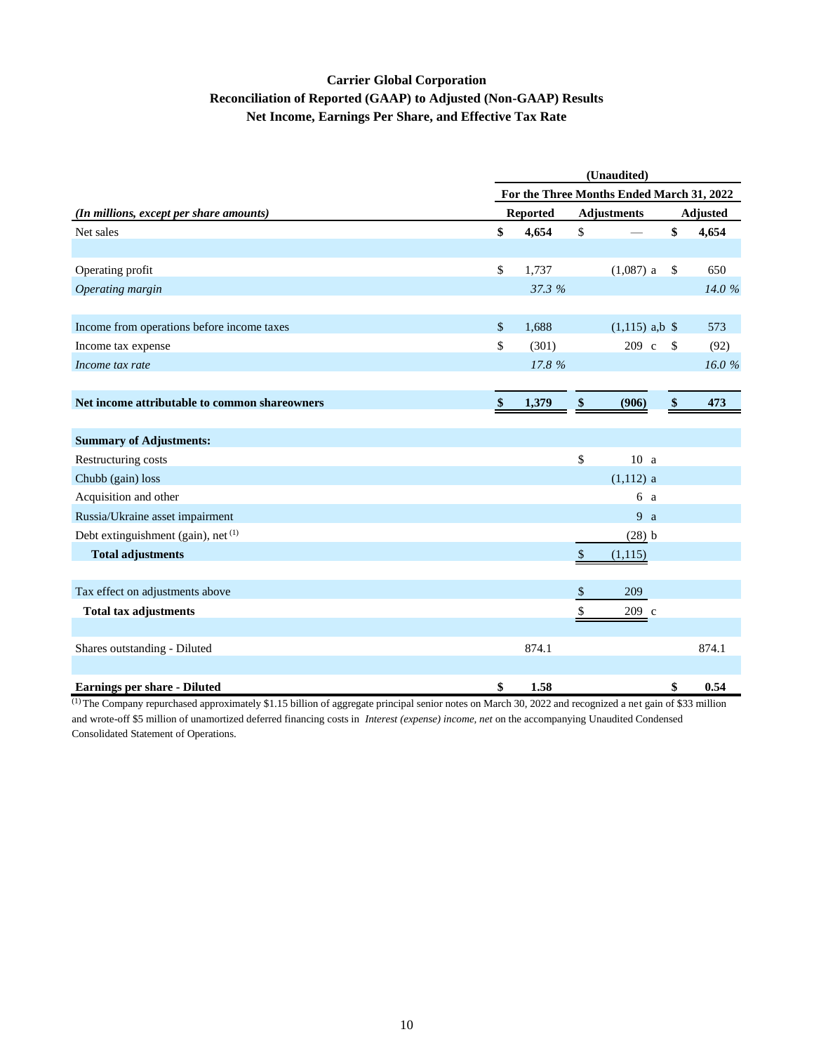# Carrier Global Corporation
## Reconciliation of Reported (GAAP) to Adjusted (Non-GAAP) Results
### Net Income, Earnings Per Share, and Effective Tax Rate

| | (Unaudited) | | |
|---|---|---|---|
| | For the Three Months Ended March 31, 2022 | | |
| *(In millions, except per share amounts)* | Reported | Adjustments | Adjusted |
| Net sales | **$ 4,654** | $ — | **$ 4,654** |
| | | | |
| Operating profit | $ 1,737 | (1,087) a | $ 650 |
| *Operating margin* | *37.3 %* | | *14.0 %* |
| | | | |
| Income from operations before income taxes | $ 1,688 | (1,115) a,b | $ 573 |
| Income tax expense | $ (301) | 209 c | $ (92) |
| *Income tax rate* | *17.8 %* | | *16.0 %* |
| | | | |
| **Net income attributable to common shareowners** | **$ 1,379** | **$ (906)** | **$ 473** |
| | | | |
| **Summary of Adjustments:** | | | |
| Restructuring costs | | $ 10 a | |
| Chubb (gain) loss | | (1,112) a | |
| Acquisition and other | | 6 a | |
| Russia/Ukraine asset impairment | | 9 a | |
| Debt extinguishment (gain), net [(1)] | | (28) b | |
| **Total adjustments** | | $ (1,115) | |
| | | | |
| Tax effect on adjustments above | | $ 209 | |
| **Total tax adjustments** | | $ 209 c | |
| | | | |
| Shares outstanding - Diluted | 874.1 | | 874.1 |
| | | | |
| **Earnings per share - Diluted** | **$ 1.58** | | **$ 0.54** |

[(1)] The Company repurchased approximately $1.15 billion of aggregate principal senior notes on March 30, 2022 and recognized a net gain of $33 million and wrote-off $5 million of unamortized deferred financing costs in *Interest (expense) income, net* on the accompanying Unaudited Condensed Consolidated Statement of Operations.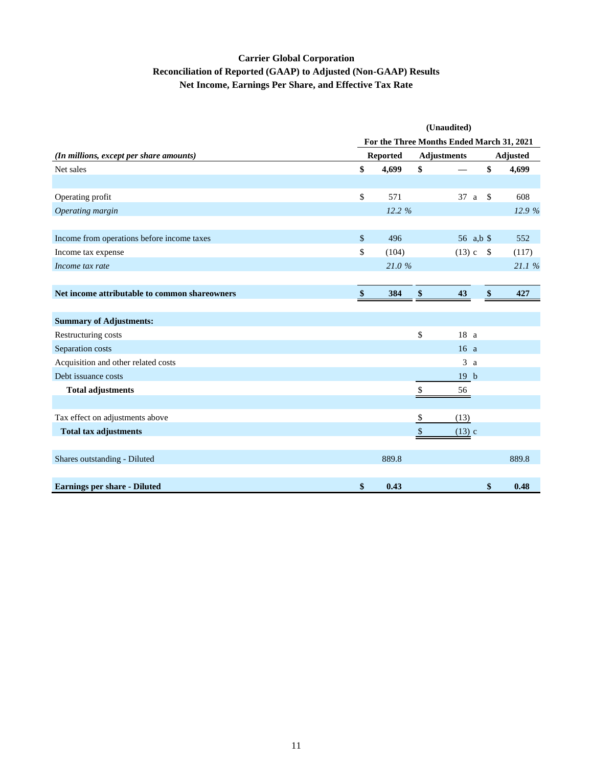# Carrier Global Corporation
## Reconciliation of Reported (GAAP) to Adjusted (Non-GAAP) Results
## Net Income, Earnings Per Share, and Effective Tax Rate

| | (Unaudited) | | |
|---|---|---|---|
| | For the Three Months Ended March 31, 2021 | | |
| *(In millions, except per share amounts)* | **Reported** | **Adjustments** | **Adjusted** |
| Net sales | **$ 4,699** | **$ —** | **$ 4,699** |
| | | | |
| Operating profit | $ 571 | 37 a | $ 608 |
| *Operating margin* | *12.2 %* | | *12.9 %* |
| | | | |
| Income from operations before income taxes | $ 496 | 56 a,b | $ 552 |
| Income tax expense | $ (104) | (13) c | $ (117) |
| *Income tax rate* | *21.0 %* | | *21.1 %* |
| | | | |
| **Net income attributable to common shareowners** | **$ 384** | **$ 43** | **$ 427** |
| | | | |
| **Summary of Adjustments:** | | | |
| Restructuring costs | | $ 18 a | |
| Separation costs | | 16 a | |
| Acquisition and other related costs | | 3 a | |
| Debt issuance costs | | 19 b | |
| **Total adjustments** | | $ 56 | |
| | | | |
| Tax effect on adjustments above | | $ (13) | |
| **Total tax adjustments** | | $ (13) c | |
| | | | |
| Shares outstanding - Diluted | 889.8 | | 889.8 |
| | | | |
| **Earnings per share - Diluted** | **$ 0.43** | | **$ 0.48** |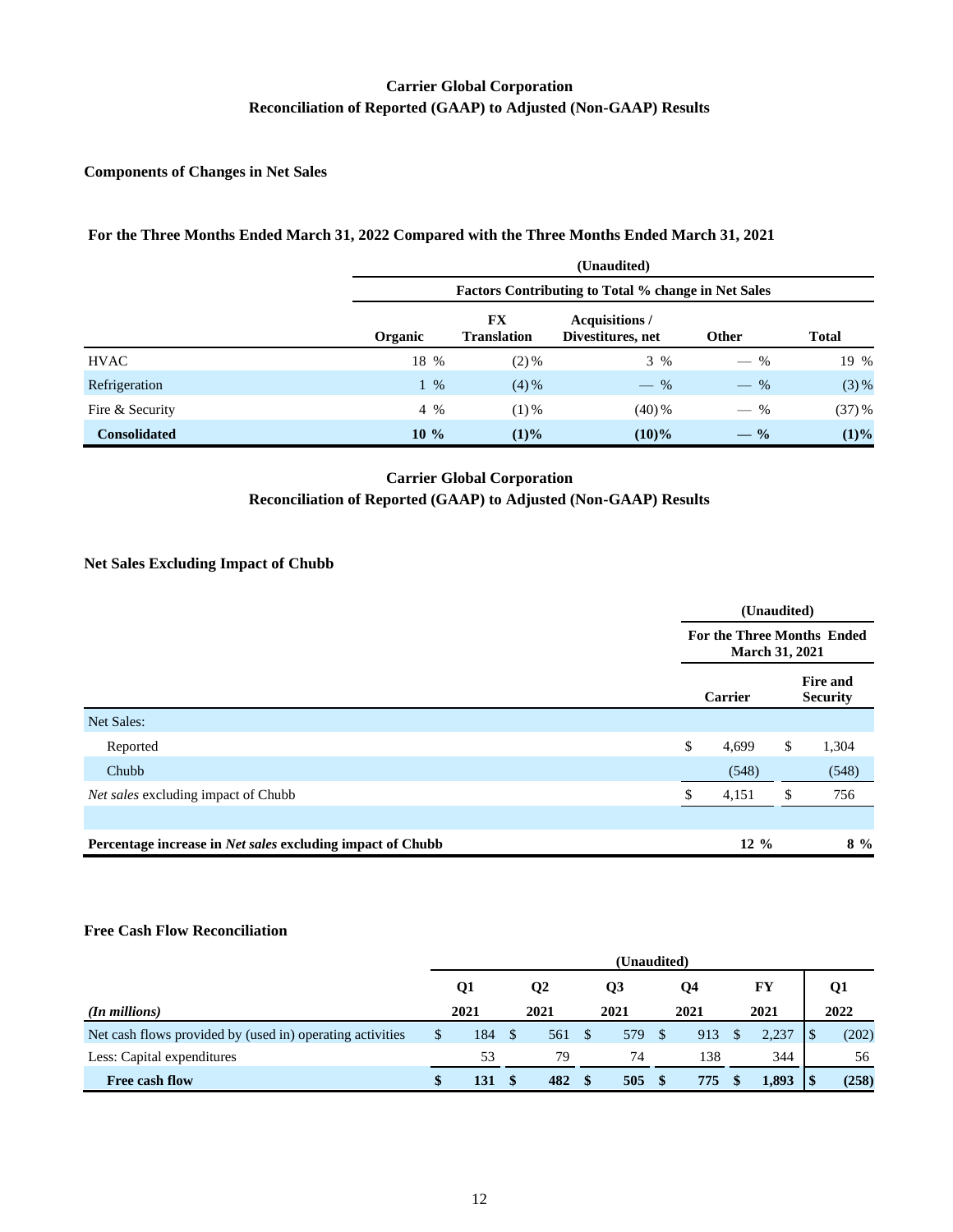## Carrier Global Corporation
## Reconciliation of Reported (GAAP) to Adjusted (Non-GAAP) Results

### Components of Changes in Net Sales

### For the Three Months Ended March 31, 2022 Compared with the Three Months Ended March 31, 2021

| | (Unaudited) | | | | |
|---|---|---|---|---|---|
| | Factors Contributing to Total % change in Net Sales | | | | |
| | Organic | FX Translation | Acquisitions / Divestitures, net | Other | Total |
| HVAC | 18 % | (2)% | 3 % | — % | 19 % |
| Refrigeration | 1 % | (4)% | — % | — % | (3)% |
| Fire & Security | 4 % | (1)% | (40)% | — % | (37)% |
| **Consolidated** | **10 %** | **(1)%** | **(10)%** | **— %** | **(1)%** |

## Carrier Global Corporation
## Reconciliation of Reported (GAAP) to Adjusted (Non-GAAP) Results

### Net Sales Excluding Impact of Chubb

| | (Unaudited) | |
|---|---|---|
| | For the Three Months Ended March 31, 2021 | |
| | Carrier | Fire and Security |
| Net Sales: | | |
| Reported | $ 4,699 | $ 1,304 |
| Chubb | (548) | (548) |
| *Net sales* excluding impact of Chubb | $ 4,151 | $ 756 |
| | | |
| **Percentage increase in *Net sales* excluding impact of Chubb** | **12 %** | **8 %** |

### Free Cash Flow Reconciliation

| | (Unaudited) | | | | | |
|---|---|---|---|---|---|---|
| | Q1 | Q2 | Q3 | Q4 | FY | Q1 |
| *(In millions)* | 2021 | 2021 | 2021 | 2021 | 2021 | 2022 |
| Net cash flows provided by (used in) operating activities | $ 184 | $ 561 | $ 579 | $ 913 | $ 2,237 | $ (202) |
| Less: Capital expenditures | 53 | 79 | 74 | 138 | 344 | 56 |
| **Free cash flow** | **$ 131** | **$ 482** | **$ 505** | **$ 775** | **$ 1,893** | **$ (258)** |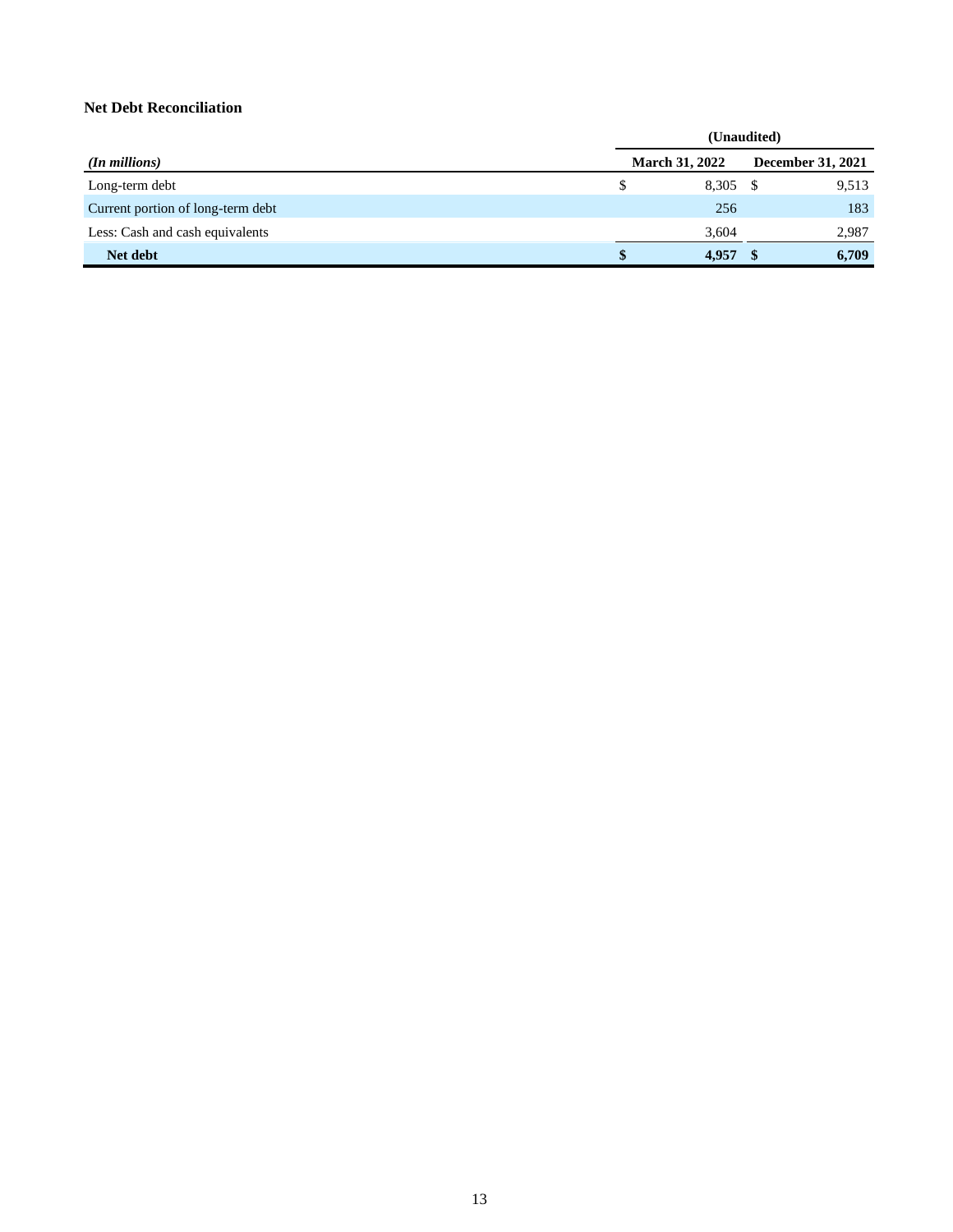**Net Debt Reconciliation**

| | (Unaudited) | |
|---|---|---|
| *(In millions)* | **March 31, 2022** | **December 31, 2021** |
| Long-term debt | $ 8,305 | $ 9,513 |
| Current portion of long-term debt | 256 | 183 |
| Less: Cash and cash equivalents | 3,604 | 2,987 |
| **Net debt** | **$ 4,957** | **$ 6,709** |